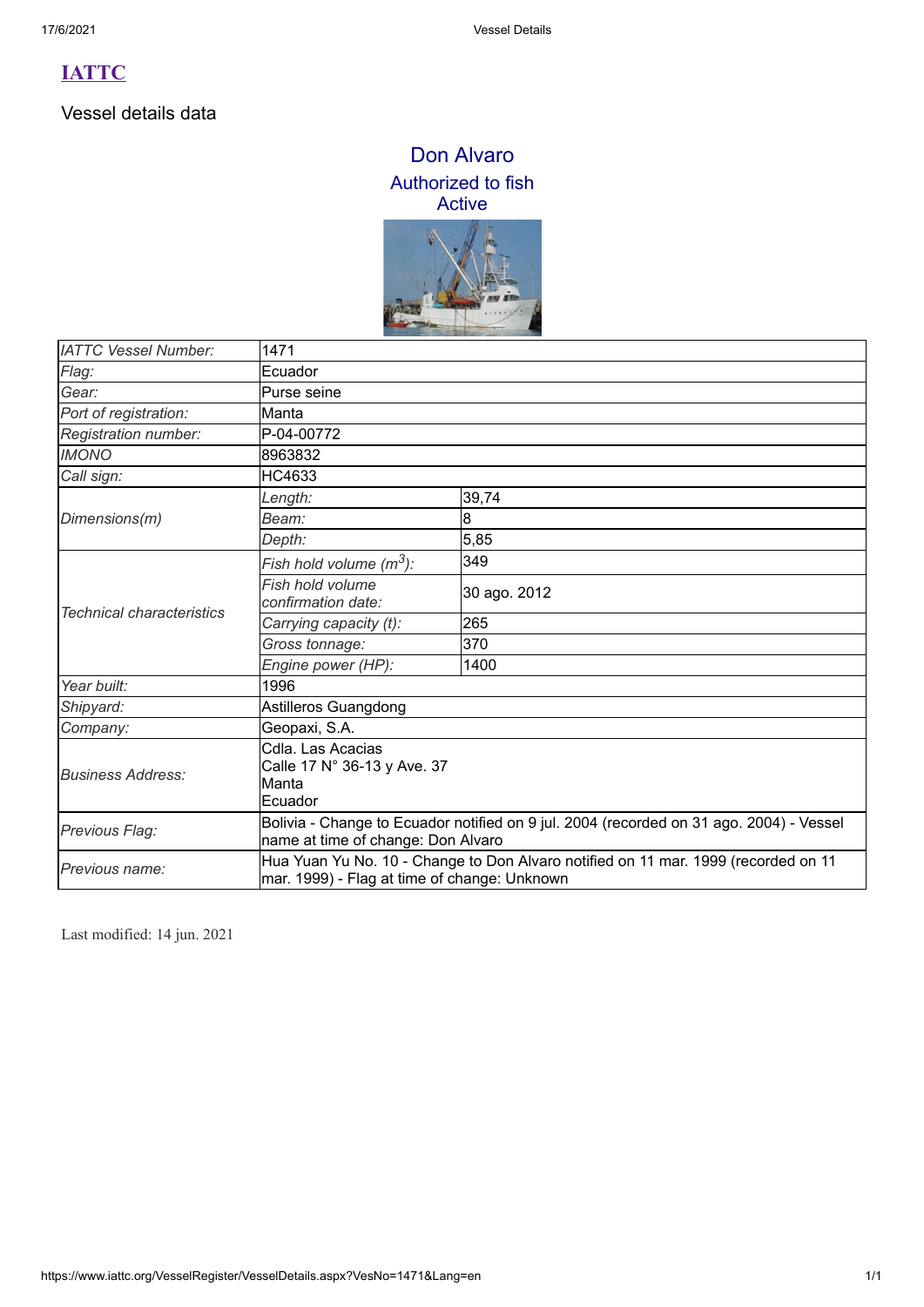# IATTC

## Vessel details data

### Don Alvaro
### Authorized to fish
### Active

| | | |
|---|---|---|
| *IATTC Vessel Number:* | 1471 | |
| *Flag:* | Ecuador | |
| *Gear:* | Purse seine | |
| *Port of registration:* | Manta | |
| *Registration number:* | P-04-00772 | |
| *IMONO* | 8963832 | |
| *Call sign:* | HC4633 | |
| *Dimensions(m)* | *Length:* | 39,74 |
| | *Beam:* | 8 |
| | *Depth:* | 5,85 |
| *Technical characteristics* | *Fish hold volume ($m^3$):* | 349 |
| | *Fish hold volume confirmation date:* | 30 ago. 2012 |
| | *Carrying capacity (t):* | 265 |
| | *Gross tonnage:* | 370 |
| | *Engine power (HP):* | 1400 |
| *Year built:* | 1996 | |
| *Shipyard:* | Astilleros Guangdong | |
| *Company:* | Geopaxi, S.A. | |
| *Business Address:* | Cdla. Las Acacias<br>Calle 17 N° 36-13 y Ave. 37<br>Manta<br>Ecuador | |
| *Previous Flag:* | Bolivia - Change to Ecuador notified on 9 jul. 2004 (recorded on 31 ago. 2004) - Vessel name at time of change: Don Alvaro | |
| *Previous name:* | Hua Yuan Yu No. 10 - Change to Don Alvaro notified on 11 mar. 1999 (recorded on 11 mar. 1999) - Flag at time of change: Unknown | |

Last modified: 14 jun. 2021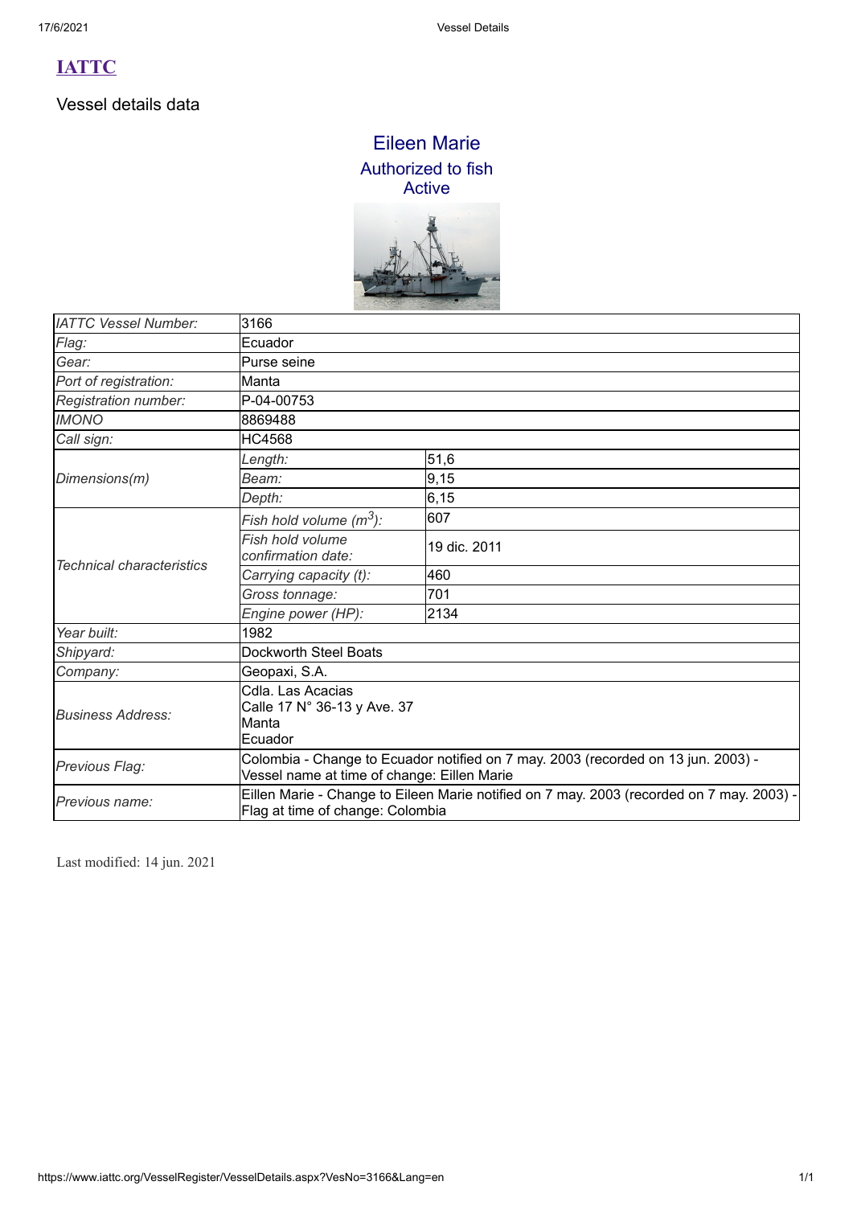# IATTC

## Vessel details data

### Eileen Marie

Authorized to fish
Active

| | | |
|---|---|---|
| *IATTC Vessel Number:* | 3166 | |
| *Flag:* | Ecuador | |
| *Gear:* | Purse seine | |
| *Port of registration:* | Manta | |
| *Registration number:* | P-04-00753 | |
| *IMONO* | 8869488 | |
| *Call sign:* | HC4568 | |
| *Dimensions(m)* | *Length:* | 51,6 |
| | *Beam:* | 9,15 |
| | *Depth:* | 6,15 |
| *Technical characteristics* | *Fish hold volume ($m^3$):* | 607 |
| | *Fish hold volume confirmation date:* | 19 dic. 2011 |
| | *Carrying capacity (t):* | 460 |
| | *Gross tonnage:* | 701 |
| | *Engine power (HP):* | 2134 |
| *Year built:* | 1982 | |
| *Shipyard:* | Dockworth Steel Boats | |
| *Company:* | Geopaxi, S.A. | |
| *Business Address:* | Cdla. Las Acacias<br>Calle 17 N° 36-13 y Ave. 37<br>Manta<br>Ecuador | |
| *Previous Flag:* | Colombia - Change to Ecuador notified on 7 may. 2003 (recorded on 13 jun. 2003) - Vessel name at time of change: Eillen Marie | |
| *Previous name:* | Eillen Marie - Change to Eileen Marie notified on 7 may. 2003 (recorded on 7 may. 2003) - Flag at time of change: Colombia | |

Last modified: 14 jun. 2021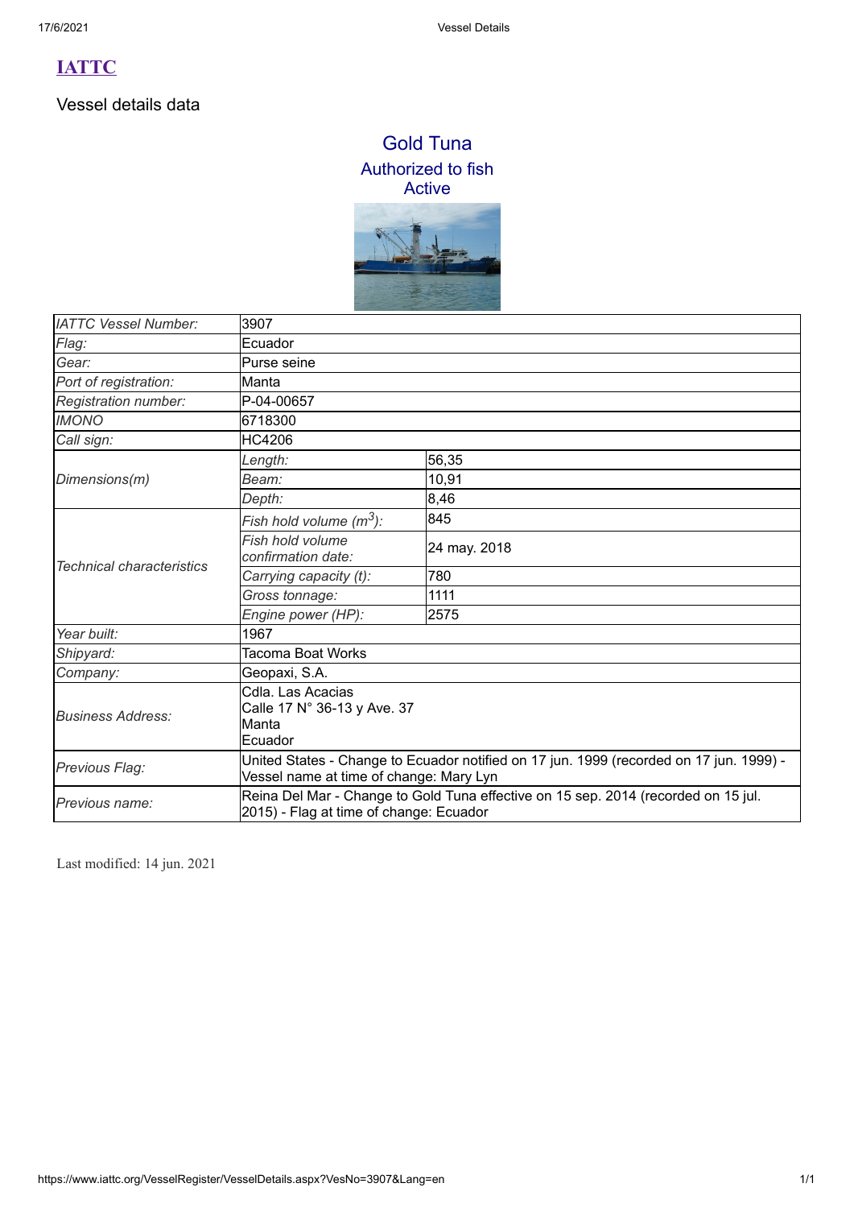# IATTC

## Vessel details data

### Gold Tuna

Authorized to fish

Active

| | | |
|---|---|---|
| *IATTC Vessel Number:* | 3907 | |
| *Flag:* | Ecuador | |
| *Gear:* | Purse seine | |
| *Port of registration:* | Manta | |
| *Registration number:* | P-04-00657 | |
| *IMONO* | 6718300 | |
| *Call sign:* | HC4206 | |
| *Dimensions(m)* | *Length:* | 56,35 |
| | *Beam:* | 10,91 |
| | *Depth:* | 8,46 |
| *Technical characteristics* | *Fish hold volume ($m^3$):* | 845 |
| | *Fish hold volume confirmation date:* | 24 may. 2018 |
| | *Carrying capacity (t):* | 780 |
| | *Gross tonnage:* | 1111 |
| | *Engine power (HP):* | 2575 |
| *Year built:* | 1967 | |
| *Shipyard:* | Tacoma Boat Works | |
| *Company:* | Geopaxi, S.A. | |
| *Business Address:* | Cdla. Las Acacias<br>Calle 17 N° 36-13 y Ave. 37<br>Manta<br>Ecuador | |
| *Previous Flag:* | United States - Change to Ecuador notified on 17 jun. 1999 (recorded on 17 jun. 1999) - Vessel name at time of change: Mary Lyn | |
| *Previous name:* | Reina Del Mar - Change to Gold Tuna effective on 15 sep. 2014 (recorded on 15 jul. 2015) - Flag at time of change: Ecuador | |

Last modified: 14 jun. 2021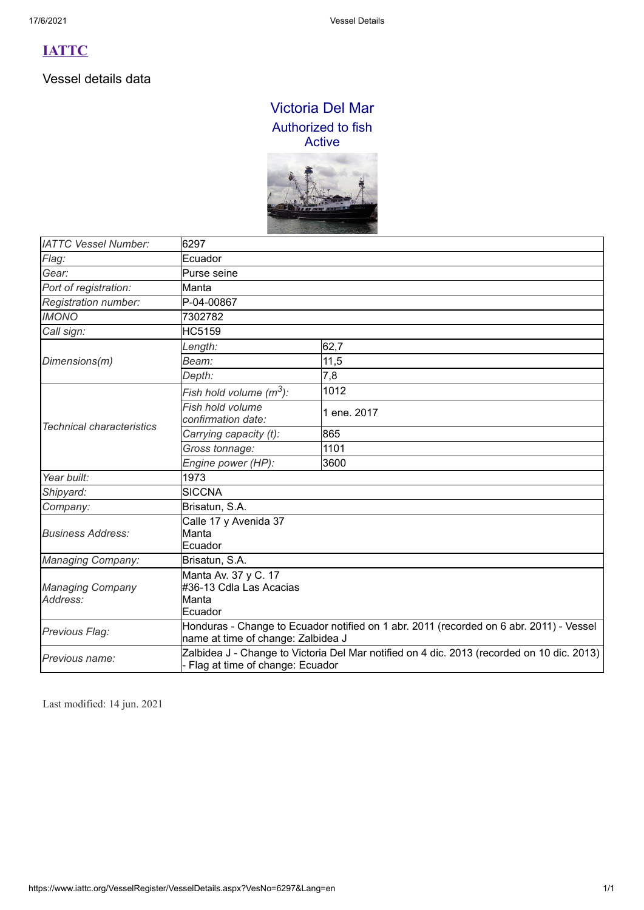# IATTC

## Vessel details data

### Victoria Del Mar

Authorized to fish
Active

| | | |
|---|---|---|
| *IATTC Vessel Number:* | 6297 | |
| *Flag:* | Ecuador | |
| *Gear:* | Purse seine | |
| *Port of registration:* | Manta | |
| *Registration number:* | P-04-00867 | |
| *IMONO* | 7302782 | |
| *Call sign:* | HC5159 | |
| *Dimensions(m)* | *Length:* | 62,7 |
| | *Beam:* | 11,5 |
| | *Depth:* | 7,8 |
| *Technical characteristics* | *Fish hold volume ($m^3$):* | 1012 |
| | *Fish hold volume confirmation date:* | 1 ene. 2017 |
| | *Carrying capacity (t):* | 865 |
| | *Gross tonnage:* | 1101 |
| | *Engine power (HP):* | 3600 |
| *Year built:* | 1973 | |
| *Shipyard:* | SICCNA | |
| *Company:* | Brisatun, S.A. | |
| *Business Address:* | Calle 17 y Avenida 37<br>Manta<br>Ecuador | |
| *Managing Company:* | Brisatun, S.A. | |
| *Managing Company Address:* | Manta Av. 37 y C. 17<br>#36-13 Cdla Las Acacias<br>Manta<br>Ecuador | |
| *Previous Flag:* | Honduras - Change to Ecuador notified on 1 abr. 2011 (recorded on 6 abr. 2011) - Vessel name at time of change: Zalbidea J | |
| *Previous name:* | Zalbidea J - Change to Victoria Del Mar notified on 4 dic. 2013 (recorded on 10 dic. 2013) - Flag at time of change: Ecuador | |

Last modified: 14 jun. 2021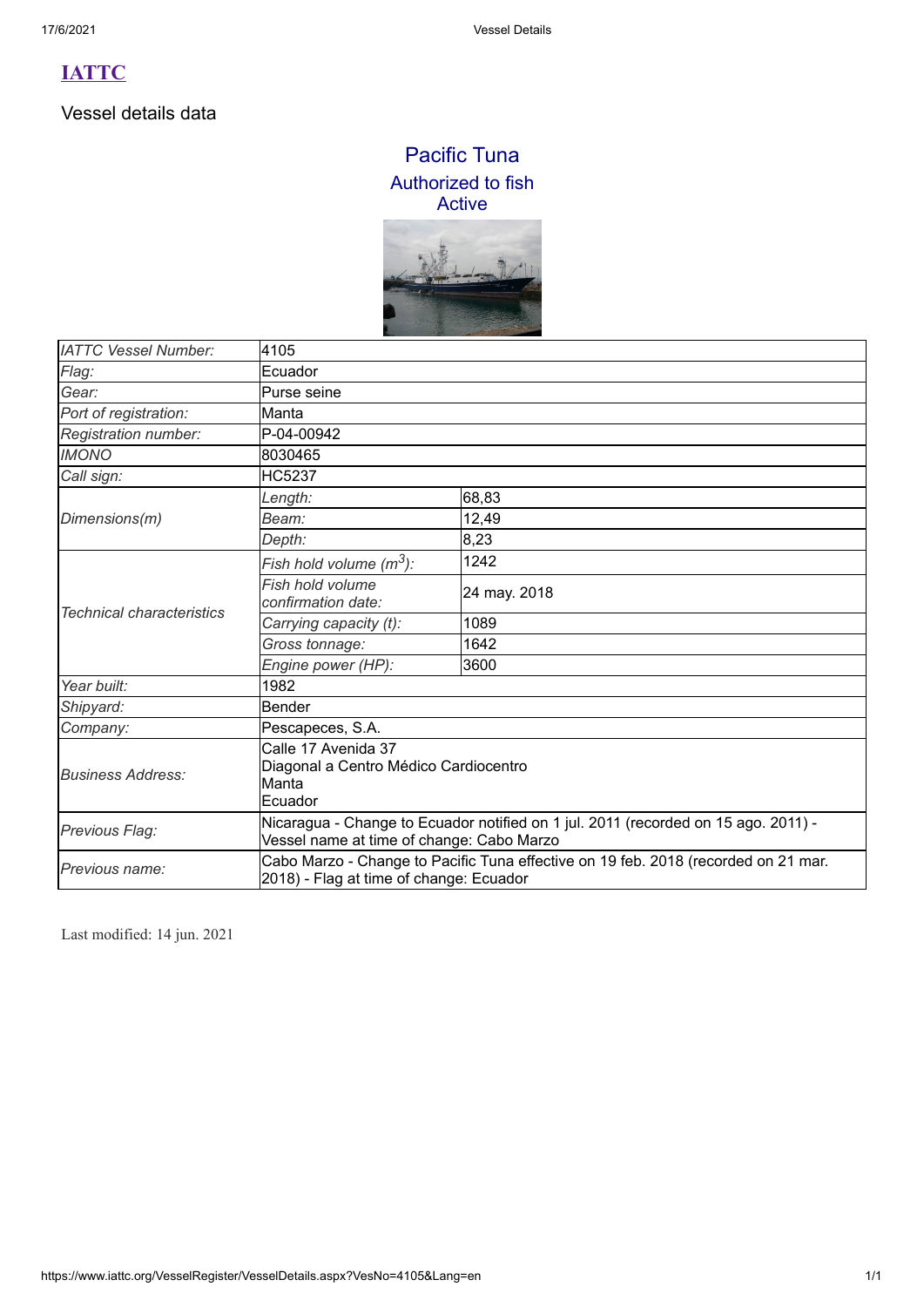# IATTC

## Vessel details data

### Pacific Tuna

Authorized to fish

Active

| | | |
|---|---|---|
| *IATTC Vessel Number:* | 4105 | |
| *Flag:* | Ecuador | |
| *Gear:* | Purse seine | |
| *Port of registration:* | Manta | |
| *Registration number:* | P-04-00942 | |
| *IMONO* | 8030465 | |
| *Call sign:* | HC5237 | |
| *Dimensions(m)* | *Length:* | 68,83 |
| | *Beam:* | 12,49 |
| | *Depth:* | 8,23 |
| *Technical characteristics* | *Fish hold volume ($m^3$):* | 1242 |
| | *Fish hold volume confirmation date:* | 24 may. 2018 |
| | *Carrying capacity (t):* | 1089 |
| | *Gross tonnage:* | 1642 |
| | *Engine power (HP):* | 3600 |
| *Year built:* | 1982 | |
| *Shipyard:* | Bender | |
| *Company:* | Pescapeces, S.A. | |
| *Business Address:* | Calle 17 Avenida 37<br>Diagonal a Centro Médico Cardiocentro<br>Manta<br>Ecuador | |
| *Previous Flag:* | Nicaragua - Change to Ecuador notified on 1 jul. 2011 (recorded on 15 ago. 2011) - Vessel name at time of change: Cabo Marzo | |
| *Previous name:* | Cabo Marzo - Change to Pacific Tuna effective on 19 feb. 2018 (recorded on 21 mar. 2018) - Flag at time of change: Ecuador | |

Last modified: 14 jun. 2021